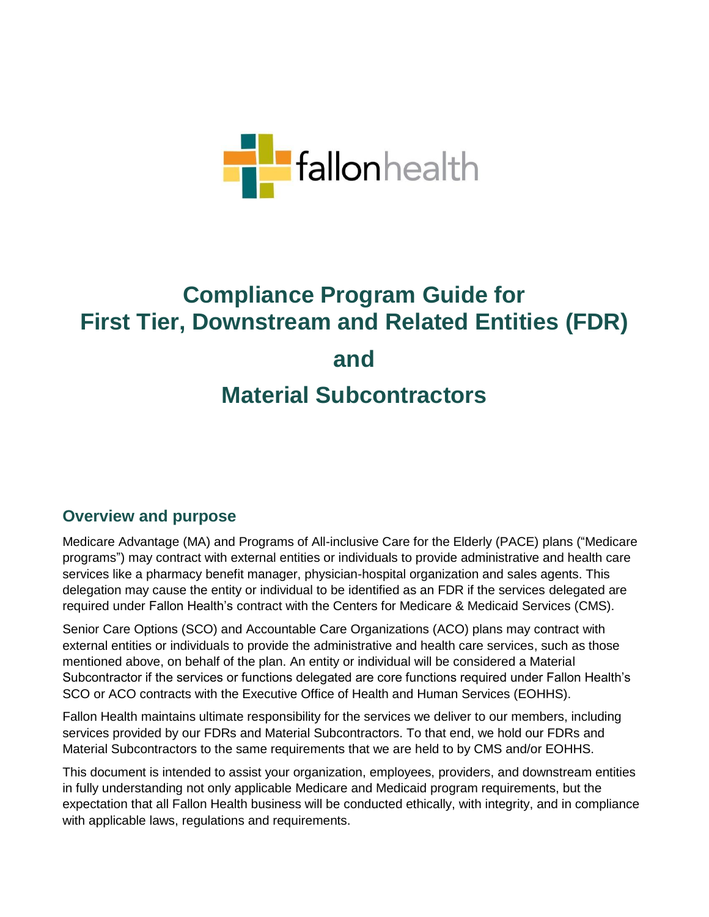fallonhealth

# Compliance Program Guide for First Tier, Downstream and Related Entities (FDR)

# and

# Material Subcontractors

## Overview and purpose

Medicare Advantage (MA) and Programs of All-inclusive Care for the Elderly (PACE) plans ("Medicare programs") may contract with external entities or individuals to provide administrative and health care services like a pharmacy benefit manager, physician-hospital organization and sales agents. This delegation may cause the entity or individual to be identified as an FDR if the services delegated are required under Fallon Health's contract with the Centers for Medicare & Medicaid Services (CMS).

Senior Care Options (SCO) and Accountable Care Organizations (ACO) plans may contract with external entities or individuals to provide the administrative and health care services, such as those mentioned above, on behalf of the plan. An entity or individual will be considered a Material Subcontractor if the services or functions delegated are core functions required under Fallon Health's SCO or ACO contracts with the Executive Office of Health and Human Services (EOHHS).

Fallon Health maintains ultimate responsibility for the services we deliver to our members, including services provided by our FDRs and Material Subcontractors. To that end, we hold our FDRs and Material Subcontractors to the same requirements that we are held to by CMS and/or EOHHS.

This document is intended to assist your organization, employees, providers, and downstream entities in fully understanding not only applicable Medicare and Medicaid program requirements, but the expectation that all Fallon Health business will be conducted ethically, with integrity, and in compliance with applicable laws, regulations and requirements.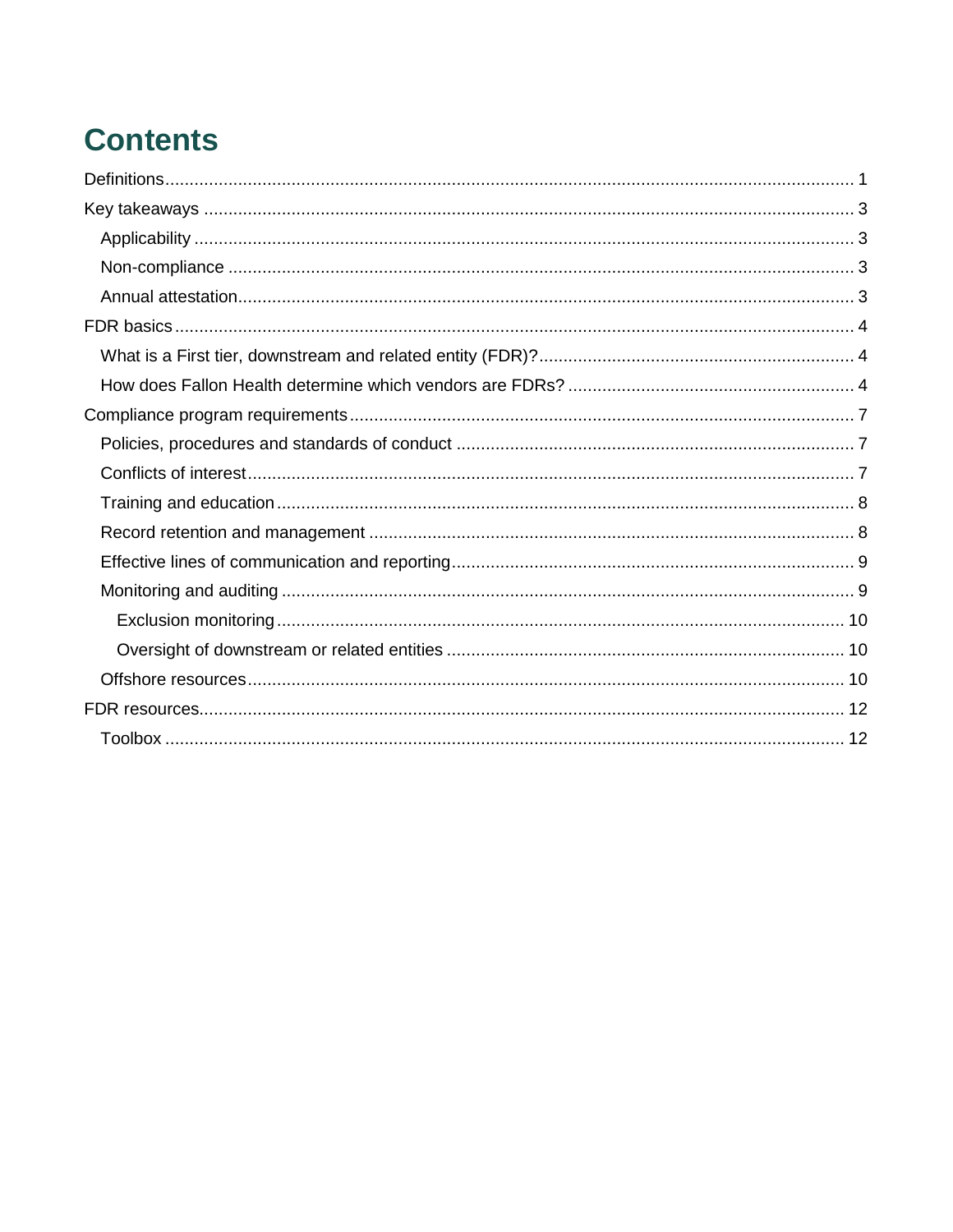# Contents

- Definitions ... 1
- Key takeaways ... 3
  - Applicability ... 3
  - Non-compliance ... 3
  - Annual attestation ... 3
- FDR basics ... 4
  - What is a First tier, downstream and related entity (FDR)? ... 4
  - How does Fallon Health determine which vendors are FDRs? ... 4
- Compliance program requirements ... 7
  - Policies, procedures and standards of conduct ... 7
  - Conflicts of interest ... 7
  - Training and education ... 8
  - Record retention and management ... 8
  - Effective lines of communication and reporting ... 9
  - Monitoring and auditing ... 9
    - Exclusion monitoring ... 10
    - Oversight of downstream or related entities ... 10
  - Offshore resources ... 10
- FDR resources ... 12
  - Toolbox ... 12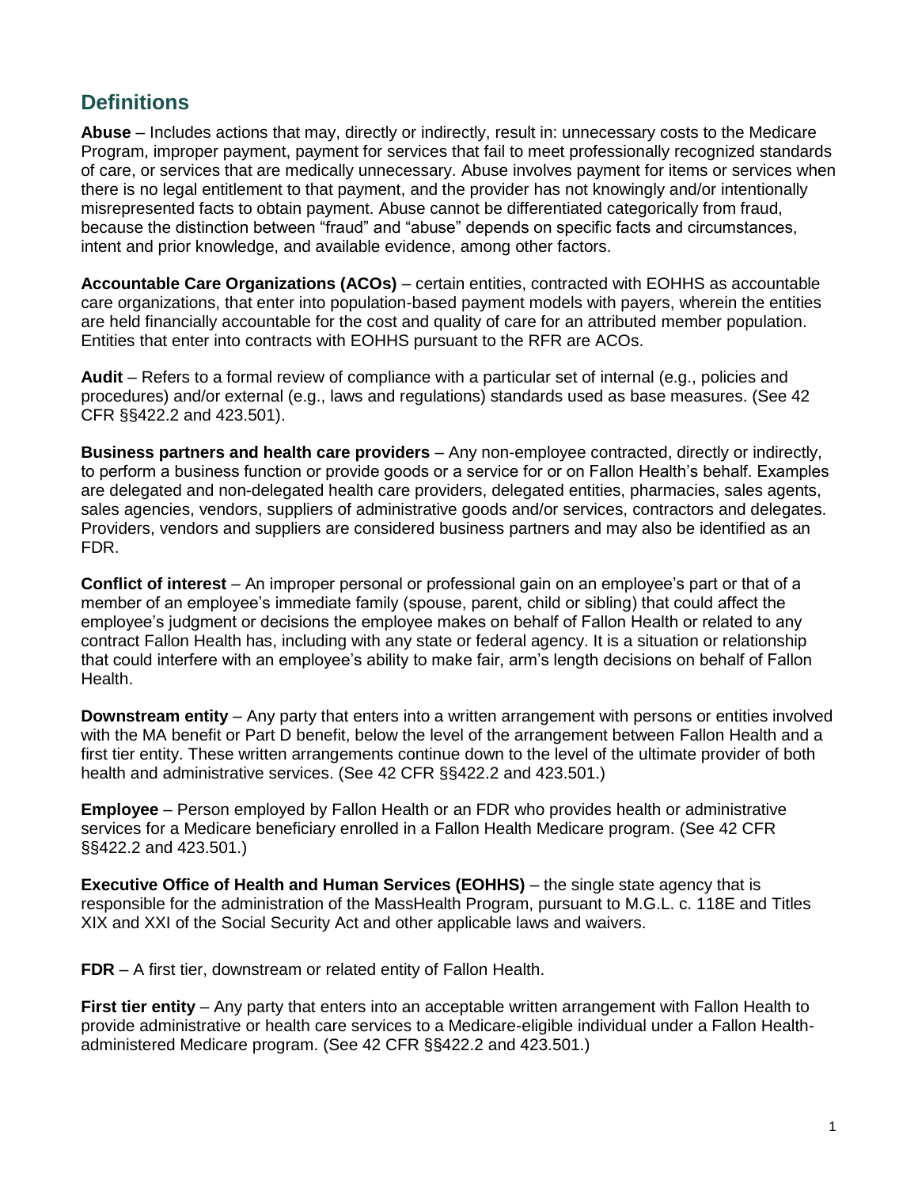## Definitions

**Abuse** – Includes actions that may, directly or indirectly, result in: unnecessary costs to the Medicare Program, improper payment, payment for services that fail to meet professionally recognized standards of care, or services that are medically unnecessary. Abuse involves payment for items or services when there is no legal entitlement to that payment, and the provider has not knowingly and/or intentionally misrepresented facts to obtain payment. Abuse cannot be differentiated categorically from fraud, because the distinction between "fraud" and "abuse" depends on specific facts and circumstances, intent and prior knowledge, and available evidence, among other factors.

**Accountable Care Organizations (ACOs)** – certain entities, contracted with EOHHS as accountable care organizations, that enter into population-based payment models with payers, wherein the entities are held financially accountable for the cost and quality of care for an attributed member population. Entities that enter into contracts with EOHHS pursuant to the RFR are ACOs.

**Audit** – Refers to a formal review of compliance with a particular set of internal (e.g., policies and procedures) and/or external (e.g., laws and regulations) standards used as base measures. (See 42 CFR §§422.2 and 423.501).

**Business partners and health care providers** – Any non-employee contracted, directly or indirectly, to perform a business function or provide goods or a service for or on Fallon Health's behalf. Examples are delegated and non-delegated health care providers, delegated entities, pharmacies, sales agents, sales agencies, vendors, suppliers of administrative goods and/or services, contractors and delegates. Providers, vendors and suppliers are considered business partners and may also be identified as an FDR.

**Conflict of interest** – An improper personal or professional gain on an employee's part or that of a member of an employee's immediate family (spouse, parent, child or sibling) that could affect the employee's judgment or decisions the employee makes on behalf of Fallon Health or related to any contract Fallon Health has, including with any state or federal agency. It is a situation or relationship that could interfere with an employee's ability to make fair, arm's length decisions on behalf of Fallon Health.

**Downstream entity** – Any party that enters into a written arrangement with persons or entities involved with the MA benefit or Part D benefit, below the level of the arrangement between Fallon Health and a first tier entity. These written arrangements continue down to the level of the ultimate provider of both health and administrative services. (See 42 CFR §§422.2 and 423.501.)

**Employee** – Person employed by Fallon Health or an FDR who provides health or administrative services for a Medicare beneficiary enrolled in a Fallon Health Medicare program. (See 42 CFR §§422.2 and 423.501.)

**Executive Office of Health and Human Services (EOHHS)** – the single state agency that is responsible for the administration of the MassHealth Program, pursuant to M.G.L. c. 118E and Titles XIX and XXI of the Social Security Act and other applicable laws and waivers.

**FDR** – A first tier, downstream or related entity of Fallon Health.

**First tier entity** – Any party that enters into an acceptable written arrangement with Fallon Health to provide administrative or health care services to a Medicare-eligible individual under a Fallon Health-administered Medicare program. (See 42 CFR §§422.2 and 423.501.)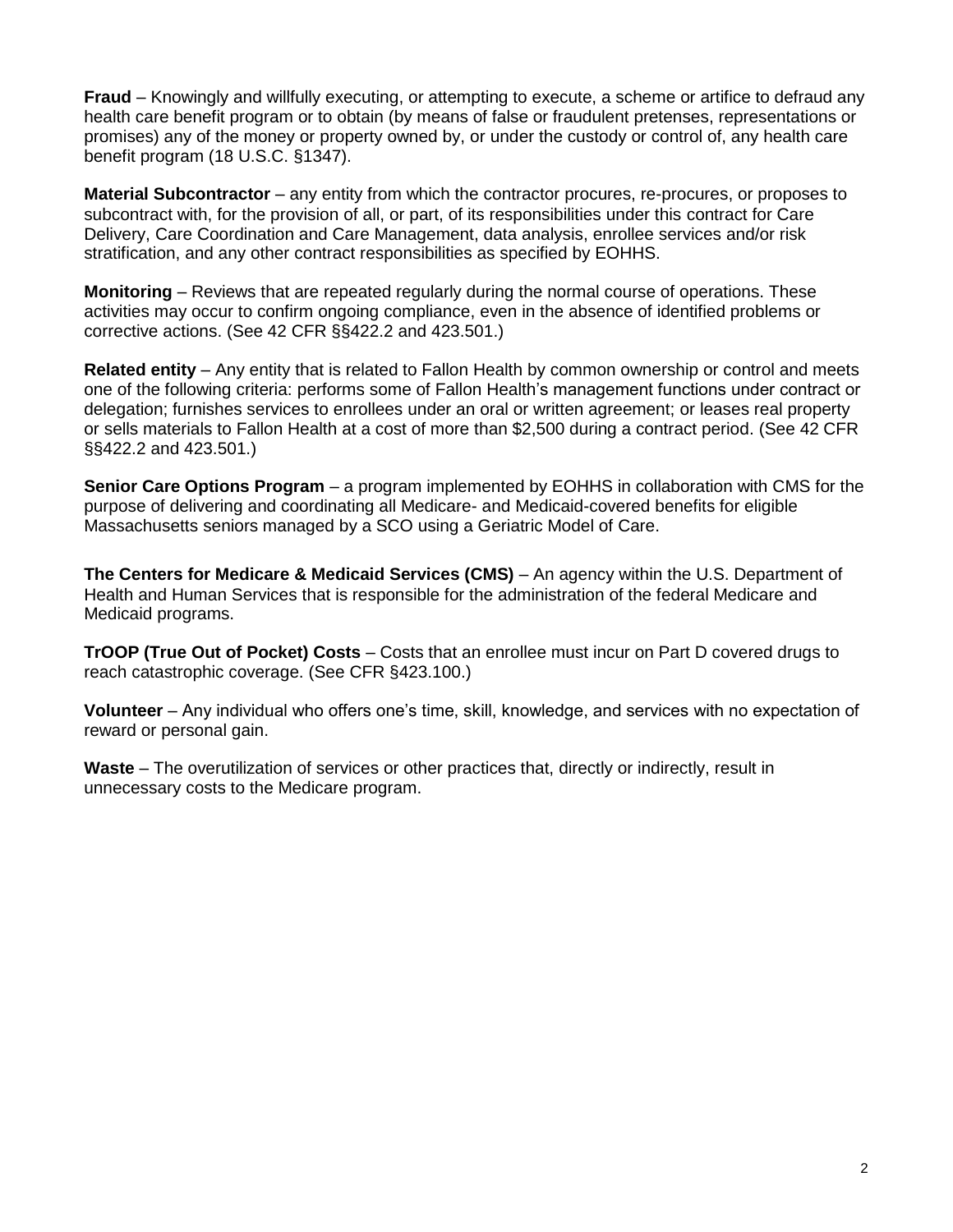**Fraud** – Knowingly and willfully executing, or attempting to execute, a scheme or artifice to defraud any health care benefit program or to obtain (by means of false or fraudulent pretenses, representations or promises) any of the money or property owned by, or under the custody or control of, any health care benefit program (18 U.S.C. §1347).

**Material Subcontractor** – any entity from which the contractor procures, re-procures, or proposes to subcontract with, for the provision of all, or part, of its responsibilities under this contract for Care Delivery, Care Coordination and Care Management, data analysis, enrollee services and/or risk stratification, and any other contract responsibilities as specified by EOHHS.

**Monitoring** – Reviews that are repeated regularly during the normal course of operations. These activities may occur to confirm ongoing compliance, even in the absence of identified problems or corrective actions. (See 42 CFR §§422.2 and 423.501.)

**Related entity** – Any entity that is related to Fallon Health by common ownership or control and meets one of the following criteria: performs some of Fallon Health's management functions under contract or delegation; furnishes services to enrollees under an oral or written agreement; or leases real property or sells materials to Fallon Health at a cost of more than $2,500 during a contract period. (See 42 CFR §§422.2 and 423.501.)

**Senior Care Options Program** – a program implemented by EOHHS in collaboration with CMS for the purpose of delivering and coordinating all Medicare- and Medicaid-covered benefits for eligible Massachusetts seniors managed by a SCO using a Geriatric Model of Care.

**The Centers for Medicare & Medicaid Services (CMS)** – An agency within the U.S. Department of Health and Human Services that is responsible for the administration of the federal Medicare and Medicaid programs.

**TrOOP (True Out of Pocket) Costs** – Costs that an enrollee must incur on Part D covered drugs to reach catastrophic coverage. (See CFR §423.100.)

**Volunteer** – Any individual who offers one's time, skill, knowledge, and services with no expectation of reward or personal gain.

**Waste** – The overutilization of services or other practices that, directly or indirectly, result in unnecessary costs to the Medicare program.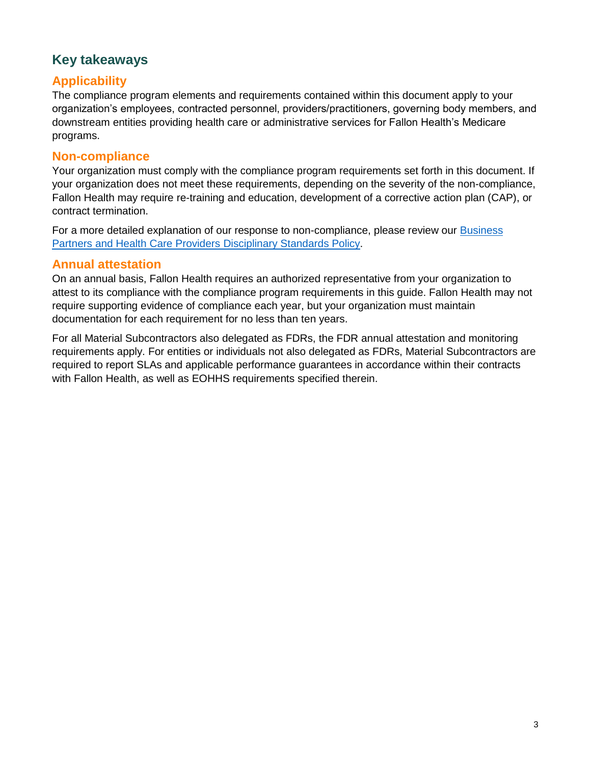## Key takeaways

### Applicability

The compliance program elements and requirements contained within this document apply to your organization's employees, contracted personnel, providers/practitioners, governing body members, and downstream entities providing health care or administrative services for Fallon Health's Medicare programs.

### Non-compliance

Your organization must comply with the compliance program requirements set forth in this document. If your organization does not meet these requirements, depending on the severity of the non-compliance, Fallon Health may require re-training and education, development of a corrective action plan (CAP), or contract termination.

For a more detailed explanation of our response to non-compliance, please review our Business Partners and Health Care Providers Disciplinary Standards Policy.

### Annual attestation

On an annual basis, Fallon Health requires an authorized representative from your organization to attest to its compliance with the compliance program requirements in this guide. Fallon Health may not require supporting evidence of compliance each year, but your organization must maintain documentation for each requirement for no less than ten years.

For all Material Subcontractors also delegated as FDRs, the FDR annual attestation and monitoring requirements apply. For entities or individuals not also delegated as FDRs, Material Subcontractors are required to report SLAs and applicable performance guarantees in accordance within their contracts with Fallon Health, as well as EOHHS requirements specified therein.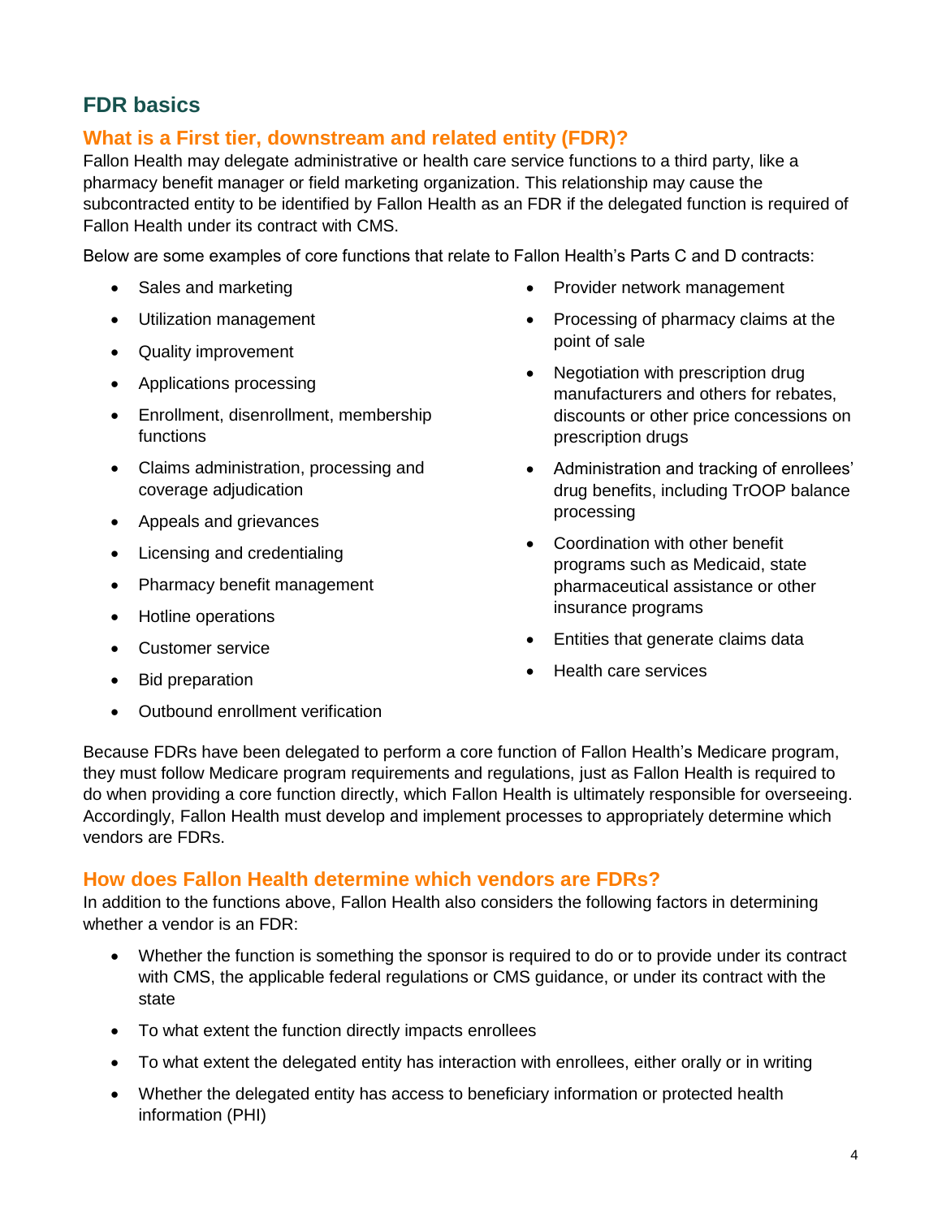## FDR basics

### What is a First tier, downstream and related entity (FDR)?

Fallon Health may delegate administrative or health care service functions to a third party, like a pharmacy benefit manager or field marketing organization. This relationship may cause the subcontracted entity to be identified by Fallon Health as an FDR if the delegated function is required of Fallon Health under its contract with CMS.

Below are some examples of core functions that relate to Fallon Health's Parts C and D contracts:

- Sales and marketing
- Utilization management
- Quality improvement
- Applications processing
- Enrollment, disenrollment, membership functions
- Claims administration, processing and coverage adjudication
- Appeals and grievances
- Licensing and credentialing
- Pharmacy benefit management
- Hotline operations
- Customer service
- Bid preparation
- Outbound enrollment verification
- Provider network management
- Processing of pharmacy claims at the point of sale
- Negotiation with prescription drug manufacturers and others for rebates, discounts or other price concessions on prescription drugs
- Administration and tracking of enrollees' drug benefits, including TrOOP balance processing
- Coordination with other benefit programs such as Medicaid, state pharmaceutical assistance or other insurance programs
- Entities that generate claims data
- Health care services

Because FDRs have been delegated to perform a core function of Fallon Health's Medicare program, they must follow Medicare program requirements and regulations, just as Fallon Health is required to do when providing a core function directly, which Fallon Health is ultimately responsible for overseeing. Accordingly, Fallon Health must develop and implement processes to appropriately determine which vendors are FDRs.

### How does Fallon Health determine which vendors are FDRs?

In addition to the functions above, Fallon Health also considers the following factors in determining whether a vendor is an FDR:

- Whether the function is something the sponsor is required to do or to provide under its contract with CMS, the applicable federal regulations or CMS guidance, or under its contract with the state
- To what extent the function directly impacts enrollees
- To what extent the delegated entity has interaction with enrollees, either orally or in writing
- Whether the delegated entity has access to beneficiary information or protected health information (PHI)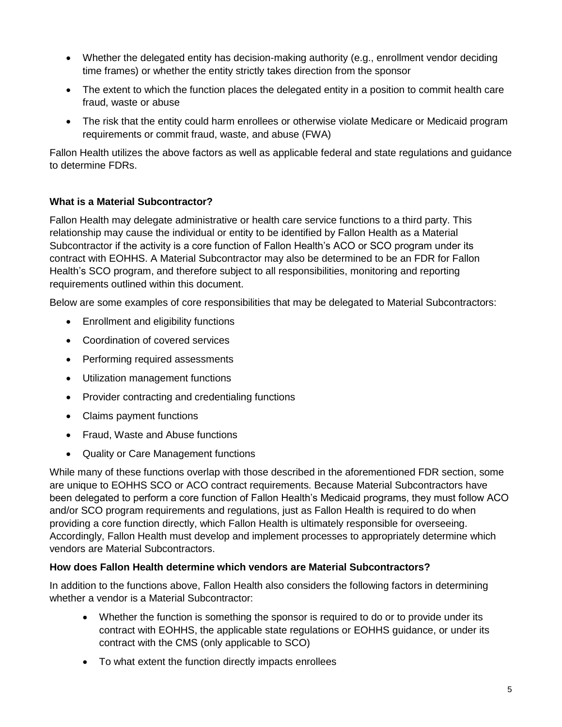- Whether the delegated entity has decision-making authority (e.g., enrollment vendor deciding time frames) or whether the entity strictly takes direction from the sponsor
- The extent to which the function places the delegated entity in a position to commit health care fraud, waste or abuse
- The risk that the entity could harm enrollees or otherwise violate Medicare or Medicaid program requirements or commit fraud, waste, and abuse (FWA)

Fallon Health utilizes the above factors as well as applicable federal and state regulations and guidance to determine FDRs.

**What is a Material Subcontractor?**

Fallon Health may delegate administrative or health care service functions to a third party. This relationship may cause the individual or entity to be identified by Fallon Health as a Material Subcontractor if the activity is a core function of Fallon Health's ACO or SCO program under its contract with EOHHS. A Material Subcontractor may also be determined to be an FDR for Fallon Health's SCO program, and therefore subject to all responsibilities, monitoring and reporting requirements outlined within this document.

Below are some examples of core responsibilities that may be delegated to Material Subcontractors:

- Enrollment and eligibility functions
- Coordination of covered services
- Performing required assessments
- Utilization management functions
- Provider contracting and credentialing functions
- Claims payment functions
- Fraud, Waste and Abuse functions
- Quality or Care Management functions

While many of these functions overlap with those described in the aforementioned FDR section, some are unique to EOHHS SCO or ACO contract requirements. Because Material Subcontractors have been delegated to perform a core function of Fallon Health's Medicaid programs, they must follow ACO and/or SCO program requirements and regulations, just as Fallon Health is required to do when providing a core function directly, which Fallon Health is ultimately responsible for overseeing. Accordingly, Fallon Health must develop and implement processes to appropriately determine which vendors are Material Subcontractors.

**How does Fallon Health determine which vendors are Material Subcontractors?**

In addition to the functions above, Fallon Health also considers the following factors in determining whether a vendor is a Material Subcontractor:

- Whether the function is something the sponsor is required to do or to provide under its contract with EOHHS, the applicable state regulations or EOHHS guidance, or under its contract with the CMS (only applicable to SCO)
- To what extent the function directly impacts enrollees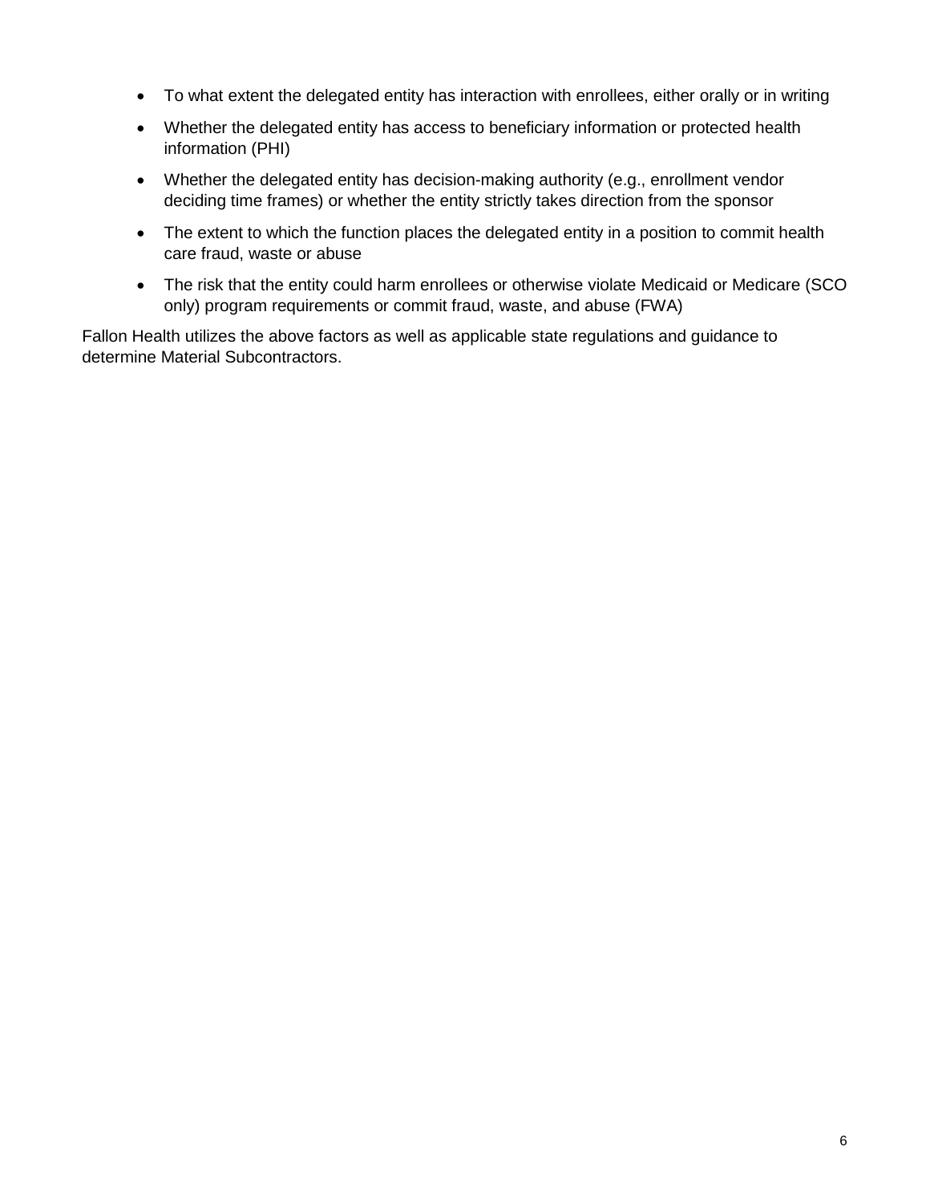- To what extent the delegated entity has interaction with enrollees, either orally or in writing
- Whether the delegated entity has access to beneficiary information or protected health information (PHI)
- Whether the delegated entity has decision-making authority (e.g., enrollment vendor deciding time frames) or whether the entity strictly takes direction from the sponsor
- The extent to which the function places the delegated entity in a position to commit health care fraud, waste or abuse
- The risk that the entity could harm enrollees or otherwise violate Medicaid or Medicare (SCO only) program requirements or commit fraud, waste, and abuse (FWA)

Fallon Health utilizes the above factors as well as applicable state regulations and guidance to determine Material Subcontractors.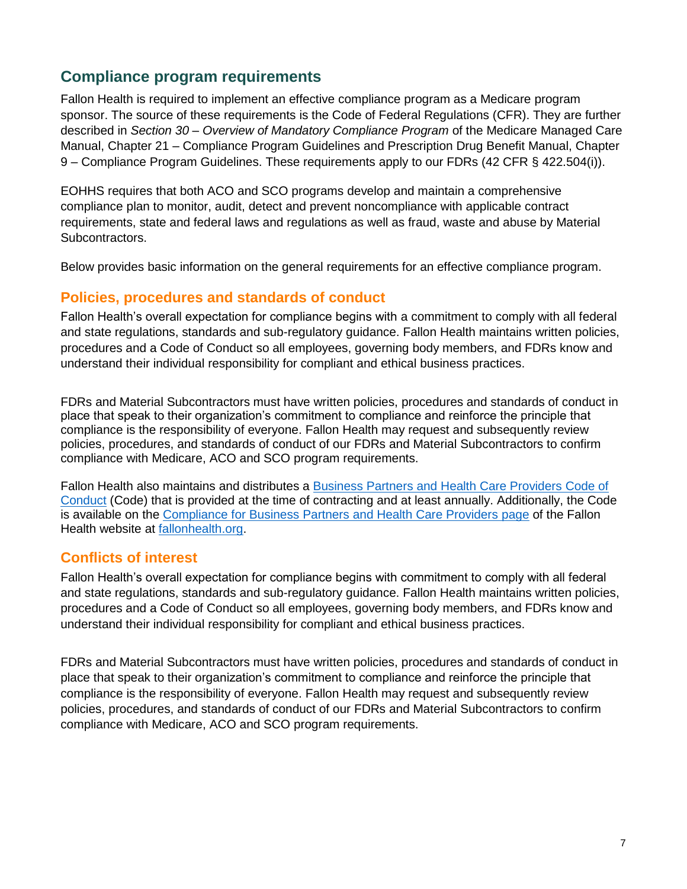## Compliance program requirements

Fallon Health is required to implement an effective compliance program as a Medicare program sponsor. The source of these requirements is the Code of Federal Regulations (CFR). They are further described in *Section 30 – Overview of Mandatory Compliance Program* of the Medicare Managed Care Manual, Chapter 21 – Compliance Program Guidelines and Prescription Drug Benefit Manual, Chapter 9 – Compliance Program Guidelines. These requirements apply to our FDRs (42 CFR § 422.504(i)).

EOHHS requires that both ACO and SCO programs develop and maintain a comprehensive compliance plan to monitor, audit, detect and prevent noncompliance with applicable contract requirements, state and federal laws and regulations as well as fraud, waste and abuse by Material Subcontractors.

Below provides basic information on the general requirements for an effective compliance program.

### Policies, procedures and standards of conduct

Fallon Health's overall expectation for compliance begins with a commitment to comply with all federal and state regulations, standards and sub-regulatory guidance. Fallon Health maintains written policies, procedures and a Code of Conduct so all employees, governing body members, and FDRs know and understand their individual responsibility for compliant and ethical business practices.

FDRs and Material Subcontractors must have written policies, procedures and standards of conduct in place that speak to their organization's commitment to compliance and reinforce the principle that compliance is the responsibility of everyone. Fallon Health may request and subsequently review policies, procedures, and standards of conduct of our FDRs and Material Subcontractors to confirm compliance with Medicare, ACO and SCO program requirements.

Fallon Health also maintains and distributes a Business Partners and Health Care Providers Code of Conduct (Code) that is provided at the time of contracting and at least annually. Additionally, the Code is available on the Compliance for Business Partners and Health Care Providers page of the Fallon Health website at fallonhealth.org.

### Conflicts of interest

Fallon Health's overall expectation for compliance begins with commitment to comply with all federal and state regulations, standards and sub-regulatory guidance. Fallon Health maintains written policies, procedures and a Code of Conduct so all employees, governing body members, and FDRs know and understand their individual responsibility for compliant and ethical business practices.

FDRs and Material Subcontractors must have written policies, procedures and standards of conduct in place that speak to their organization's commitment to compliance and reinforce the principle that compliance is the responsibility of everyone. Fallon Health may request and subsequently review policies, procedures, and standards of conduct of our FDRs and Material Subcontractors to confirm compliance with Medicare, ACO and SCO program requirements.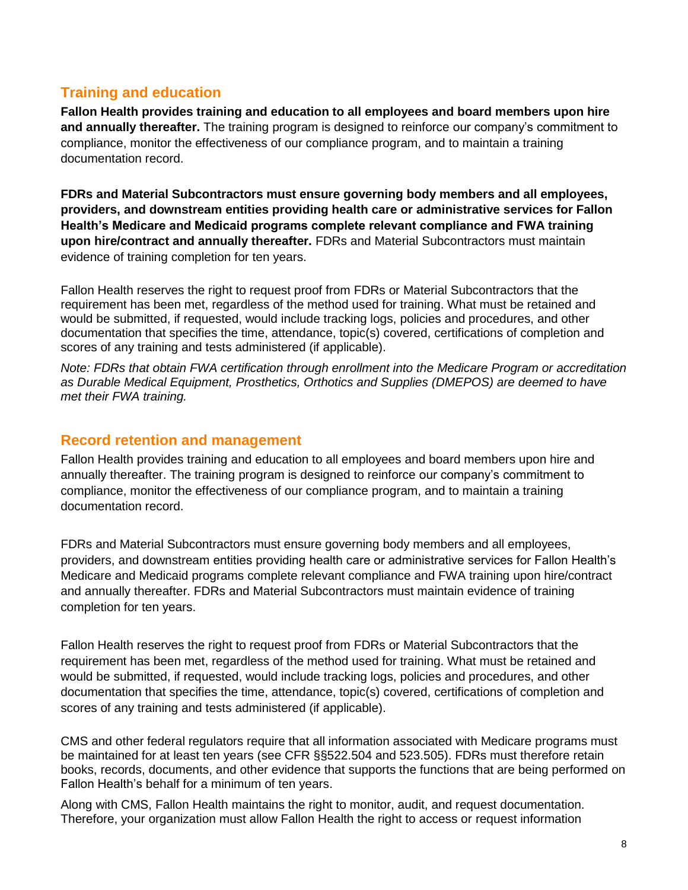## Training and education

**Fallon Health provides training and education to all employees and board members upon hire and annually thereafter.** The training program is designed to reinforce our company's commitment to compliance, monitor the effectiveness of our compliance program, and to maintain a training documentation record.

**FDRs and Material Subcontractors must ensure governing body members and all employees, providers, and downstream entities providing health care or administrative services for Fallon Health's Medicare and Medicaid programs complete relevant compliance and FWA training upon hire/contract and annually thereafter.** FDRs and Material Subcontractors must maintain evidence of training completion for ten years.

Fallon Health reserves the right to request proof from FDRs or Material Subcontractors that the requirement has been met, regardless of the method used for training. What must be retained and would be submitted, if requested, would include tracking logs, policies and procedures, and other documentation that specifies the time, attendance, topic(s) covered, certifications of completion and scores of any training and tests administered (if applicable).

*Note: FDRs that obtain FWA certification through enrollment into the Medicare Program or accreditation as Durable Medical Equipment, Prosthetics, Orthotics and Supplies (DMEPOS) are deemed to have met their FWA training.*

## Record retention and management

Fallon Health provides training and education to all employees and board members upon hire and annually thereafter. The training program is designed to reinforce our company's commitment to compliance, monitor the effectiveness of our compliance program, and to maintain a training documentation record.

FDRs and Material Subcontractors must ensure governing body members and all employees, providers, and downstream entities providing health care or administrative services for Fallon Health's Medicare and Medicaid programs complete relevant compliance and FWA training upon hire/contract and annually thereafter. FDRs and Material Subcontractors must maintain evidence of training completion for ten years.

Fallon Health reserves the right to request proof from FDRs or Material Subcontractors that the requirement has been met, regardless of the method used for training. What must be retained and would be submitted, if requested, would include tracking logs, policies and procedures, and other documentation that specifies the time, attendance, topic(s) covered, certifications of completion and scores of any training and tests administered (if applicable).

CMS and other federal regulators require that all information associated with Medicare programs must be maintained for at least ten years (see CFR §§522.504 and 523.505). FDRs must therefore retain books, records, documents, and other evidence that supports the functions that are being performed on Fallon Health's behalf for a minimum of ten years.

Along with CMS, Fallon Health maintains the right to monitor, audit, and request documentation. Therefore, your organization must allow Fallon Health the right to access or request information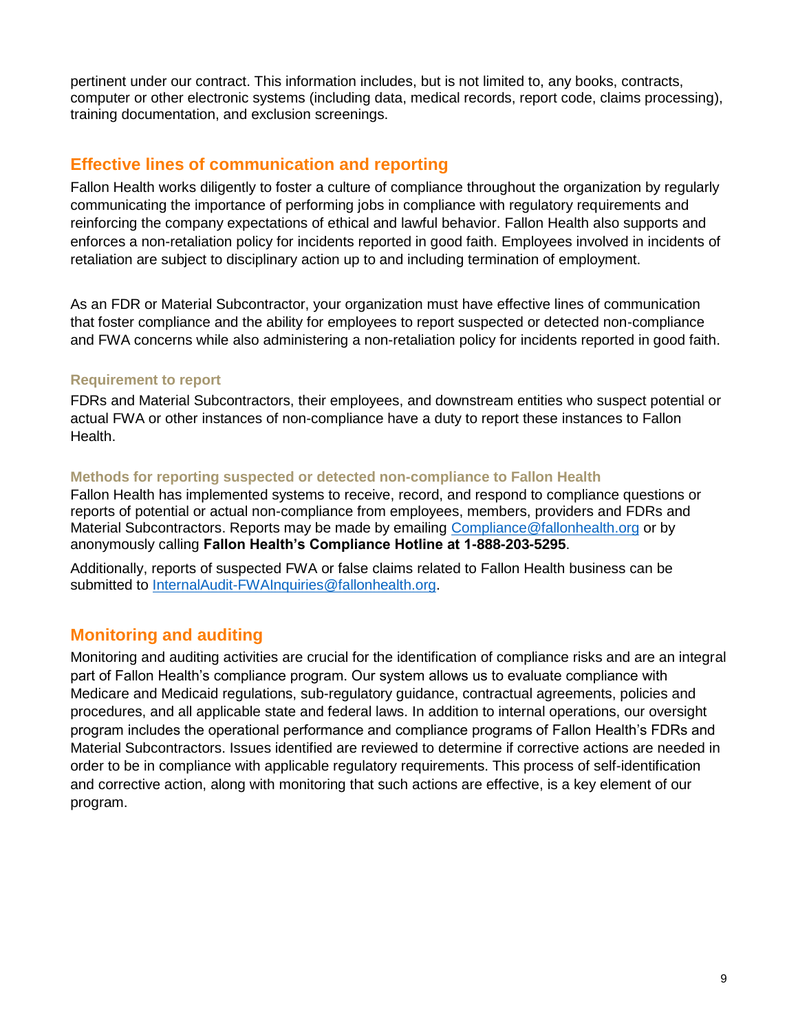pertinent under our contract. This information includes, but is not limited to, any books, contracts, computer or other electronic systems (including data, medical records, report code, claims processing), training documentation, and exclusion screenings.

## Effective lines of communication and reporting

Fallon Health works diligently to foster a culture of compliance throughout the organization by regularly communicating the importance of performing jobs in compliance with regulatory requirements and reinforcing the company expectations of ethical and lawful behavior. Fallon Health also supports and enforces a non-retaliation policy for incidents reported in good faith. Employees involved in incidents of retaliation are subject to disciplinary action up to and including termination of employment.

As an FDR or Material Subcontractor, your organization must have effective lines of communication that foster compliance and the ability for employees to report suspected or detected non-compliance and FWA concerns while also administering a non-retaliation policy for incidents reported in good faith.

### Requirement to report

FDRs and Material Subcontractors, their employees, and downstream entities who suspect potential or actual FWA or other instances of non-compliance have a duty to report these instances to Fallon Health.

### Methods for reporting suspected or detected non-compliance to Fallon Health

Fallon Health has implemented systems to receive, record, and respond to compliance questions or reports of potential or actual non-compliance from employees, members, providers and FDRs and Material Subcontractors. Reports may be made by emailing Compliance@fallonhealth.org or by anonymously calling **Fallon Health's Compliance Hotline at 1-888-203-5295**.

Additionally, reports of suspected FWA or false claims related to Fallon Health business can be submitted to InternalAudit-FWAInquiries@fallonhealth.org.

## Monitoring and auditing

Monitoring and auditing activities are crucial for the identification of compliance risks and are an integral part of Fallon Health's compliance program. Our system allows us to evaluate compliance with Medicare and Medicaid regulations, sub-regulatory guidance, contractual agreements, policies and procedures, and all applicable state and federal laws. In addition to internal operations, our oversight program includes the operational performance and compliance programs of Fallon Health's FDRs and Material Subcontractors. Issues identified are reviewed to determine if corrective actions are needed in order to be in compliance with applicable regulatory requirements. This process of self-identification and corrective action, along with monitoring that such actions are effective, is a key element of our program.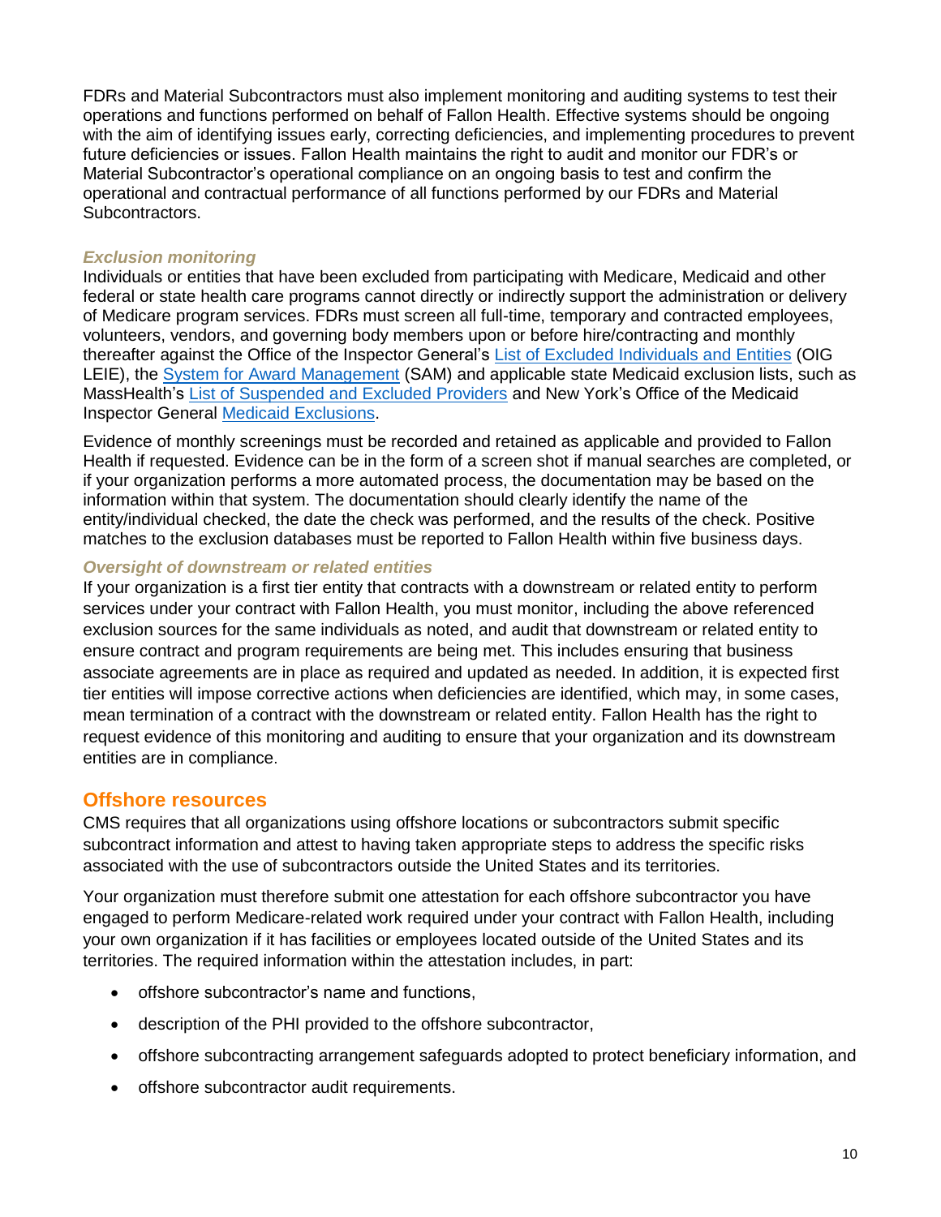FDRs and Material Subcontractors must also implement monitoring and auditing systems to test their operations and functions performed on behalf of Fallon Health. Effective systems should be ongoing with the aim of identifying issues early, correcting deficiencies, and implementing procedures to prevent future deficiencies or issues. Fallon Health maintains the right to audit and monitor our FDR's or Material Subcontractor's operational compliance on an ongoing basis to test and confirm the operational and contractual performance of all functions performed by our FDRs and Material Subcontractors.

### *Exclusion monitoring*

Individuals or entities that have been excluded from participating with Medicare, Medicaid and other federal or state health care programs cannot directly or indirectly support the administration or delivery of Medicare program services. FDRs must screen all full-time, temporary and contracted employees, volunteers, vendors, and governing body members upon or before hire/contracting and monthly thereafter against the Office of the Inspector General's List of Excluded Individuals and Entities (OIG LEIE), the System for Award Management (SAM) and applicable state Medicaid exclusion lists, such as MassHealth's List of Suspended and Excluded Providers and New York's Office of the Medicaid Inspector General Medicaid Exclusions.

Evidence of monthly screenings must be recorded and retained as applicable and provided to Fallon Health if requested. Evidence can be in the form of a screen shot if manual searches are completed, or if your organization performs a more automated process, the documentation may be based on the information within that system. The documentation should clearly identify the name of the entity/individual checked, the date the check was performed, and the results of the check. Positive matches to the exclusion databases must be reported to Fallon Health within five business days.

### *Oversight of downstream or related entities*

If your organization is a first tier entity that contracts with a downstream or related entity to perform services under your contract with Fallon Health, you must monitor, including the above referenced exclusion sources for the same individuals as noted, and audit that downstream or related entity to ensure contract and program requirements are being met. This includes ensuring that business associate agreements are in place as required and updated as needed. In addition, it is expected first tier entities will impose corrective actions when deficiencies are identified, which may, in some cases, mean termination of a contract with the downstream or related entity. Fallon Health has the right to request evidence of this monitoring and auditing to ensure that your organization and its downstream entities are in compliance.

## Offshore resources

CMS requires that all organizations using offshore locations or subcontractors submit specific subcontract information and attest to having taken appropriate steps to address the specific risks associated with the use of subcontractors outside the United States and its territories.

Your organization must therefore submit one attestation for each offshore subcontractor you have engaged to perform Medicare-related work required under your contract with Fallon Health, including your own organization if it has facilities or employees located outside of the United States and its territories. The required information within the attestation includes, in part:

- offshore subcontractor's name and functions,
- description of the PHI provided to the offshore subcontractor,
- offshore subcontracting arrangement safeguards adopted to protect beneficiary information, and
- offshore subcontractor audit requirements.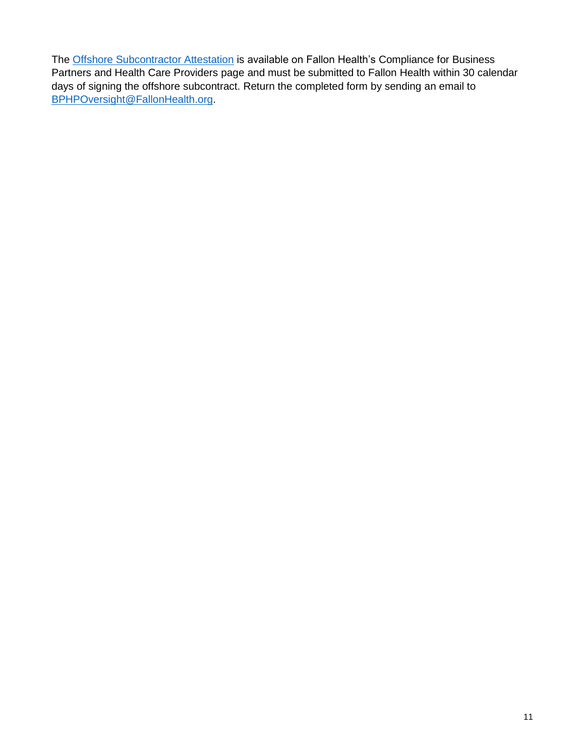The [Offshore Subcontractor Attestation] is available on Fallon Health's Compliance for Business Partners and Health Care Providers page and must be submitted to Fallon Health within 30 calendar days of signing the offshore subcontract. Return the completed form by sending an email to BPHPOversight@FallonHealth.org.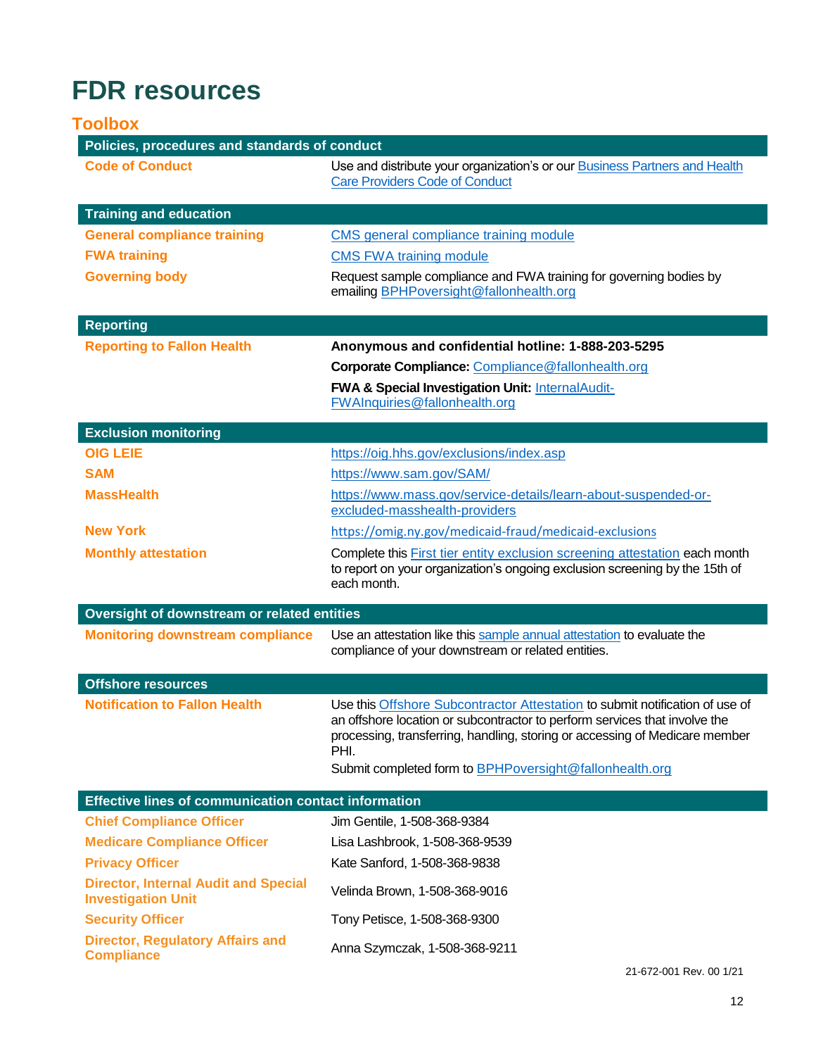# FDR resources

## Toolbox

| Policies, procedures and standards of conduct | |
|---|---|
| **Code of Conduct** | Use and distribute your organization's or our Business Partners and Health Care Providers Code of Conduct |

| Training and education | |
|---|---|
| **General compliance training** | CMS general compliance training module |
| **FWA training** | CMS FWA training module |
| **Governing body** | Request sample compliance and FWA training for governing bodies by emailing BPHPoversight@fallonhealth.org |

| Reporting | |
|---|---|
| **Reporting to Fallon Health** | **Anonymous and confidential hotline: 1-888-203-5295**<br>**Corporate Compliance:** Compliance@fallonhealth.org<br>**FWA & Special Investigation Unit:** InternalAudit-FWAInquiries@fallonhealth.org |

| Exclusion monitoring | |
|---|---|
| **OIG LEIE** | https://oig.hhs.gov/exclusions/index.asp |
| **SAM** | https://www.sam.gov/SAM/ |
| **MassHealth** | https://www.mass.gov/service-details/learn-about-suspended-or-excluded-masshealth-providers |
| **New York** | https://omig.ny.gov/medicaid-fraud/medicaid-exclusions |
| **Monthly attestation** | Complete this First tier entity exclusion screening attestation each month to report on your organization's ongoing exclusion screening by the 15th of each month. |

| Oversight of downstream or related entities | |
|---|---|
| **Monitoring downstream compliance** | Use an attestation like this sample annual attestation to evaluate the compliance of your downstream or related entities. |

| Offshore resources | |
|---|---|
| **Notification to Fallon Health** | Use this Offshore Subcontractor Attestation to submit notification of use of an offshore location or subcontractor to perform services that involve the processing, transferring, handling, storing or accessing of Medicare member PHI.<br>Submit completed form to BPHPoversight@fallonhealth.org |

| Effective lines of communication contact information | |
|---|---|
| **Chief Compliance Officer** | Jim Gentile, 1-508-368-9384 |
| **Medicare Compliance Officer** | Lisa Lashbrook, 1-508-368-9539 |
| **Privacy Officer** | Kate Sanford, 1-508-368-9838 |
| **Director, Internal Audit and Special Investigation Unit** | Velinda Brown, 1-508-368-9016 |
| **Security Officer** | Tony Petisce, 1-508-368-9300 |
| **Director, Regulatory Affairs and Compliance** | Anna Szymczak, 1-508-368-9211 |

21-672-001 Rev. 00 1/21